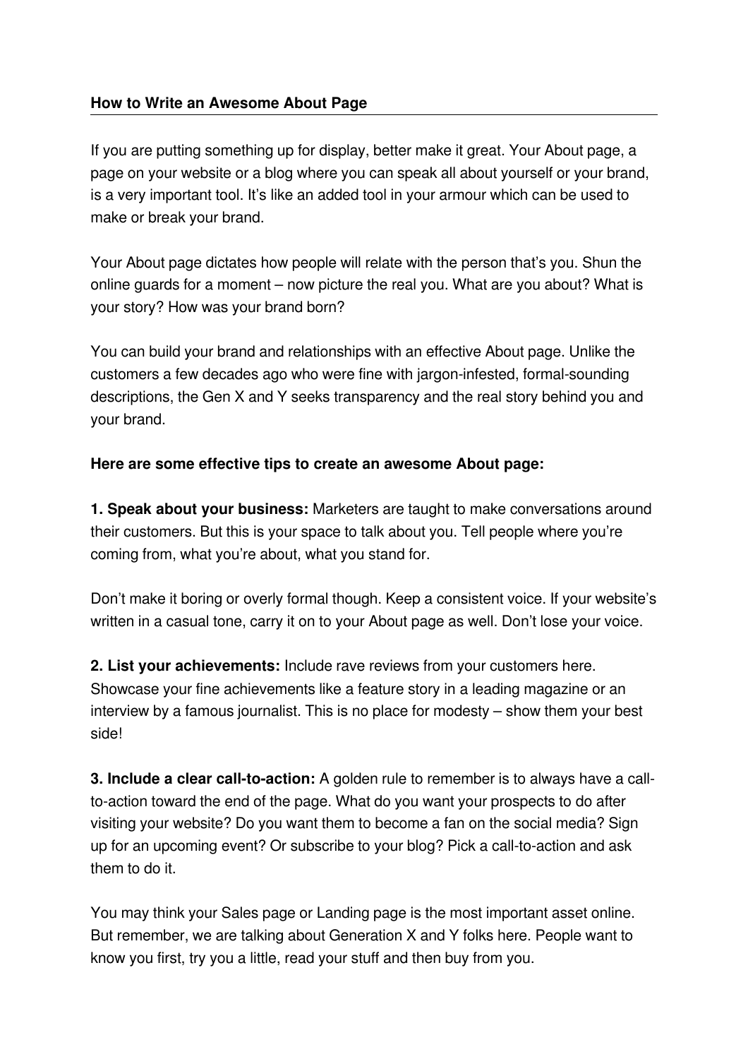# How to Write an Awesome About Page

If you are putting something up for display, better make it great. Your About page, a page on your website or a blog where you can speak all about yourself or your brand, is a very important tool. It's like an added tool in your armour which can be used to make or break your brand.

Your About page dictates how people will relate with the person that's you. Shun the online guards for a moment – now picture the real you. What are you about? What is your story? How was your brand born?

You can build your brand and relationships with an effective About page. Unlike the customers a few decades ago who were fine with jargon-infested, formal-sounding descriptions, the Gen X and Y seeks transparency and the real story behind you and your brand.

**Here are some effective tips to create an awesome About page:**

**1. Speak about your business:** Marketers are taught to make conversations around their customers. But this is your space to talk about you. Tell people where you're coming from, what you're about, what you stand for.

Don't make it boring or overly formal though. Keep a consistent voice. If your website's written in a casual tone, carry it on to your About page as well. Don't lose your voice.

**2. List your achievements:** Include rave reviews from your customers here. Showcase your fine achievements like a feature story in a leading magazine or an interview by a famous journalist. This is no place for modesty – show them your best side!

**3. Include a clear call-to-action:** A golden rule to remember is to always have a call-to-action toward the end of the page. What do you want your prospects to do after visiting your website? Do you want them to become a fan on the social media? Sign up for an upcoming event? Or subscribe to your blog? Pick a call-to-action and ask them to do it.

You may think your Sales page or Landing page is the most important asset online. But remember, we are talking about Generation X and Y folks here. People want to know you first, try you a little, read your stuff and then buy from you.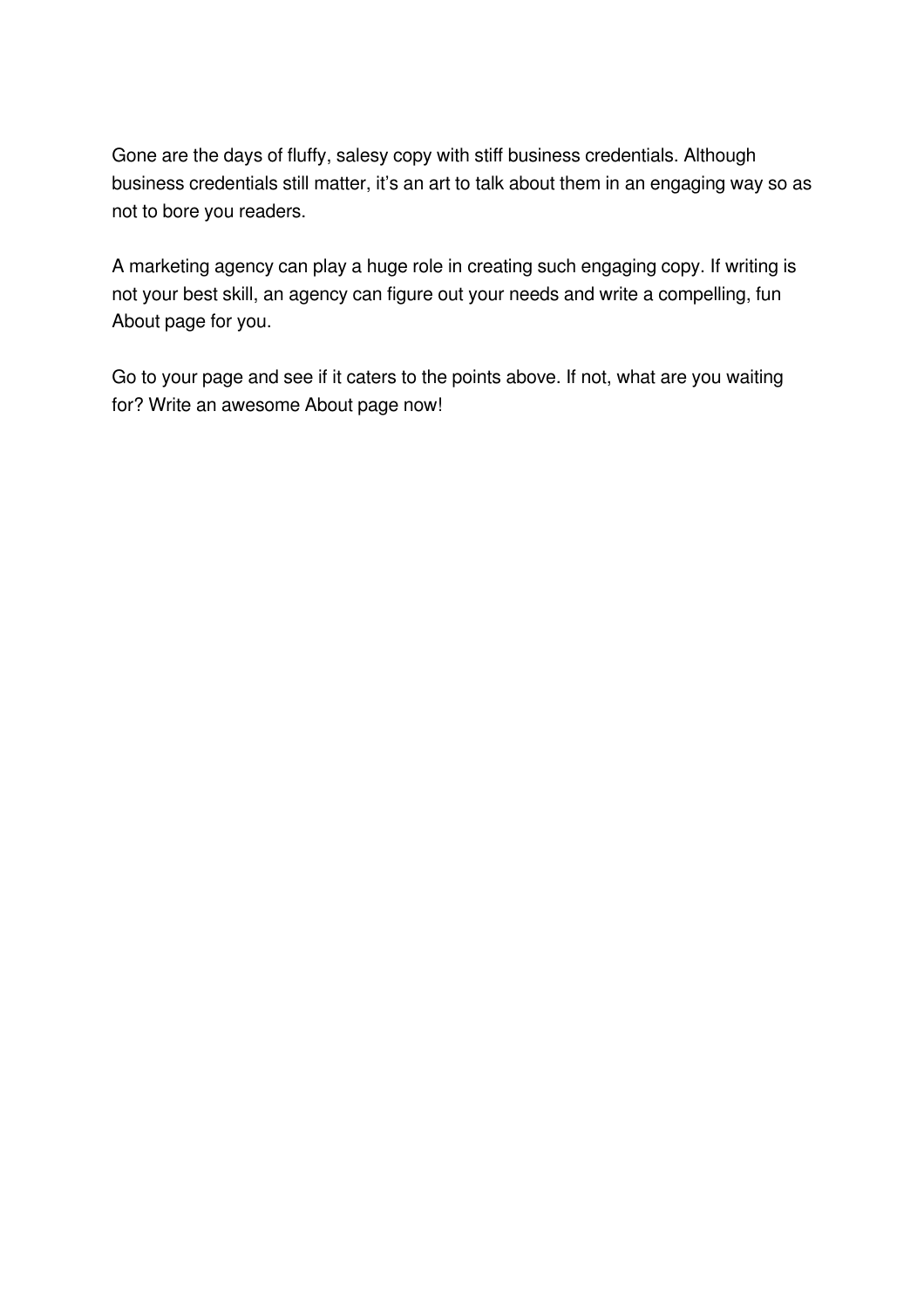Gone are the days of fluffy, salesy copy with stiff business credentials. Although business credentials still matter, it's an art to talk about them in an engaging way so as not to bore you readers.

A marketing agency can play a huge role in creating such engaging copy. If writing is not your best skill, an agency can figure out your needs and write a compelling, fun About page for you.

Go to your page and see if it caters to the points above. If not, what are you waiting for? Write an awesome About page now!